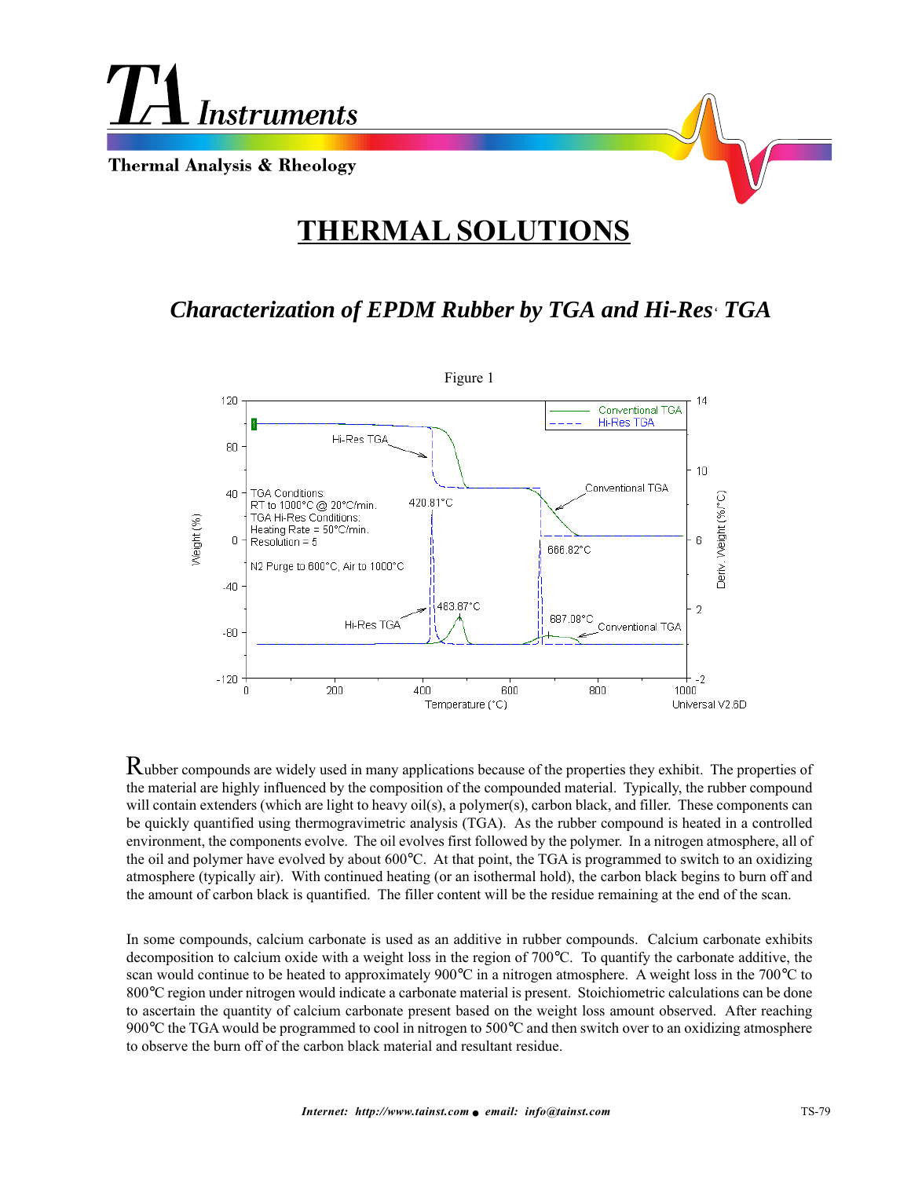# THERMAL SOLUTIONS

## *Characterization of EPDM Rubber by TGA and Hi-Res TGA*

Figure 1

Rubber compounds are widely used in many applications because of the properties they exhibit. The properties of the material are highly influenced by the composition of the compounded material. Typically, the rubber compound will contain extenders (which are light to heavy oil(s), a polymer(s), carbon black, and filler. These components can be quickly quantified using thermogravimetric analysis (TGA). As the rubber compound is heated in a controlled environment, the components evolve. The oil evolves first followed by the polymer. In a nitrogen atmosphere, all of the oil and polymer have evolved by about 600°C. At that point, the TGA is programmed to switch to an oxidizing atmosphere (typically air). With continued heating (or an isothermal hold), the carbon black begins to burn off and the amount of carbon black is quantified. The filler content will be the residue remaining at the end of the scan.

In some compounds, calcium carbonate is used as an additive in rubber compounds. Calcium carbonate exhibits decomposition to calcium oxide with a weight loss in the region of 700°C. To quantify the carbonate additive, the scan would continue to be heated to approximately 900°C in a nitrogen atmosphere. A weight loss in the 700°C to 800°C region under nitrogen would indicate a carbonate material is present. Stoichiometric calculations can be done to ascertain the quantity of calcium carbonate present based on the weight loss amount observed. After reaching 900°C the TGA would be programmed to cool in nitrogen to 500°C and then switch over to an oxidizing atmosphere to observe the burn off of the carbon black material and resultant residue.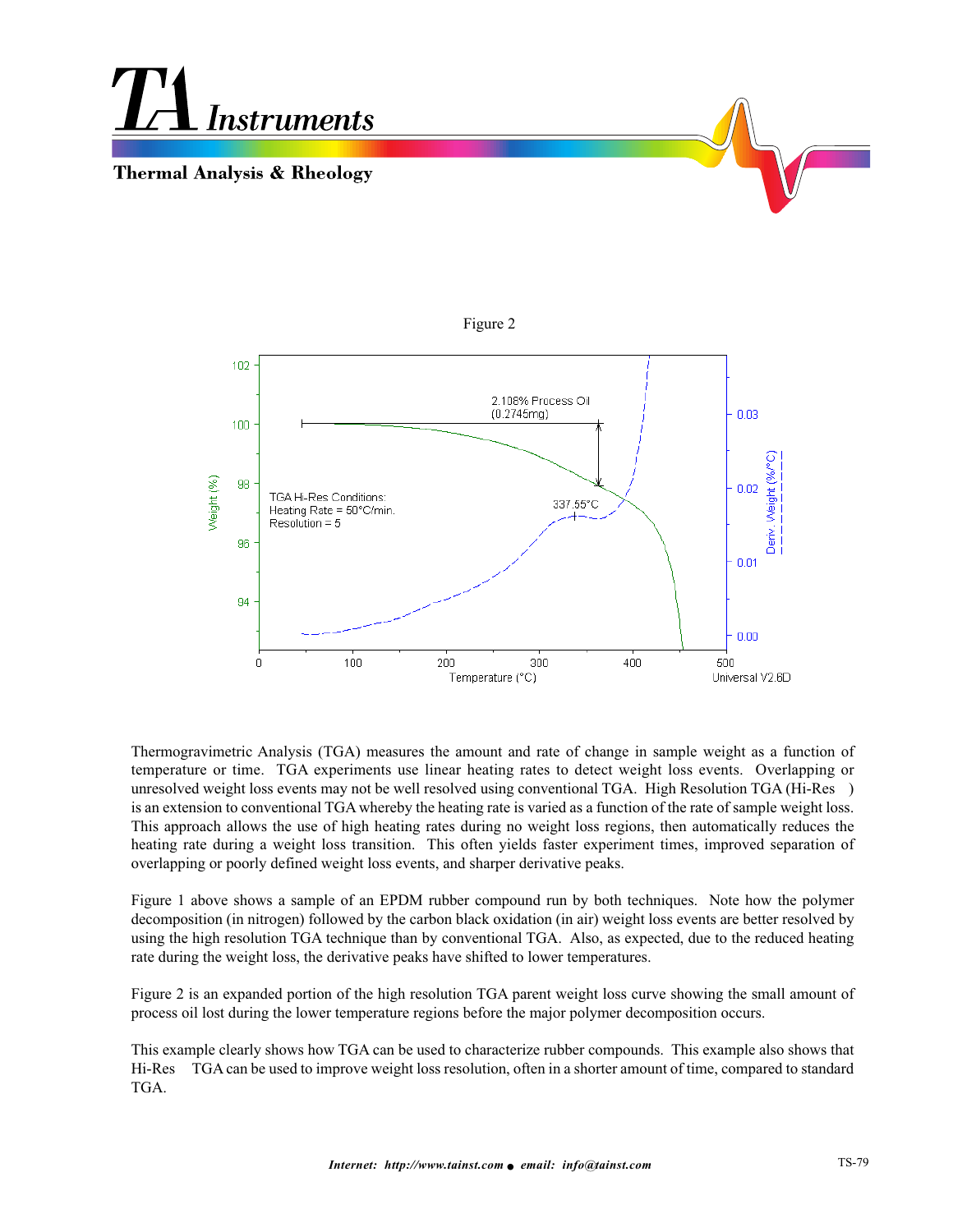# TA Instruments

**Thermal Analysis & Rheology**

Figure 2

2.106% Process Oil
(0.2745mg)

TGA Hi-Res Conditions:
Heating Rate = 50°C/min.
Resolution = 5

337.55°C

Weight (%)

102
100
98
96
94

Deriv. Weight (%/°C)

0.03
0.02
0.01
0.00

0
100
200
300
400
500

Temperature (°C)

Universal V2.6D

Thermogravimetric Analysis (TGA) measures the amount and rate of change in sample weight as a function of temperature or time. TGA experiments use linear heating rates to detect weight loss events. Overlapping or unresolved weight loss events may not be well resolved using conventional TGA. High Resolution TGA (Hi-Res ) is an extension to conventional TGA whereby the heating rate is varied as a function of the rate of sample weight loss. This approach allows the use of high heating rates during no weight loss regions, then automatically reduces the heating rate during a weight loss transition. This often yields faster experiment times, improved separation of overlapping or poorly defined weight loss events, and sharper derivative peaks.

Figure 1 above shows a sample of an EPDM rubber compound run by both techniques. Note how the polymer decomposition (in nitrogen) followed by the carbon black oxidation (in air) weight loss events are better resolved by using the high resolution TGA technique than by conventional TGA. Also, as expected, due to the reduced heating rate during the weight loss, the derivative peaks have shifted to lower temperatures.

Figure 2 is an expanded portion of the high resolution TGA parent weight loss curve showing the small amount of process oil lost during the lower temperature regions before the major polymer decomposition occurs.

This example clearly shows how TGA can be used to characterize rubber compounds. This example also shows that Hi-Res TGA can be used to improve weight loss resolution, often in a shorter amount of time, compared to standard TGA.

*Internet: http://www.tainst.com • email: info@tainst.com*

TS-79